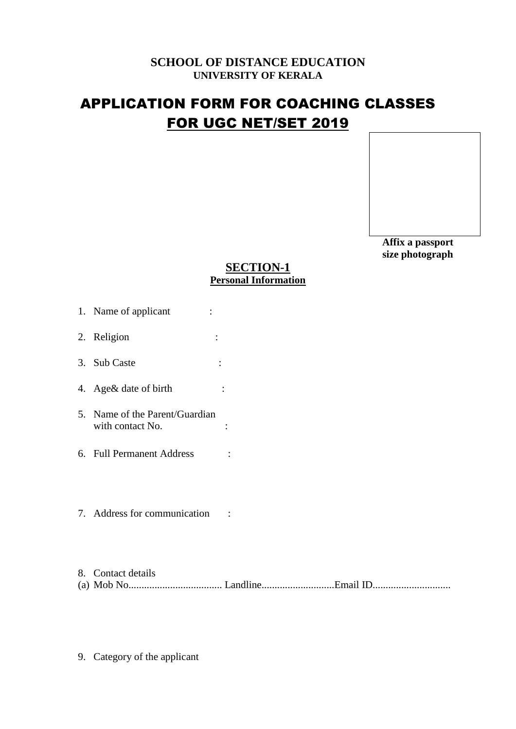**SCHOOL OF DISTANCE EDUCATION**
**UNIVERSITY OF KERALA**

# APPLICATION FORM FOR COACHING CLASSES FOR UGC NET/SET 2019

**Affix a passport size photograph**

## SECTION-1
### Personal Information

1. Name of applicant :
2. Religion :
3. Sub Caste :
4. Age& date of birth :
5. Name of the Parent/Guardian with contact No. :
6. Full Permanent Address :
7. Address for communication :
8. Contact details

(a) Mob No.................................... Landline...........................Email ID.............................

9. Category of the applicant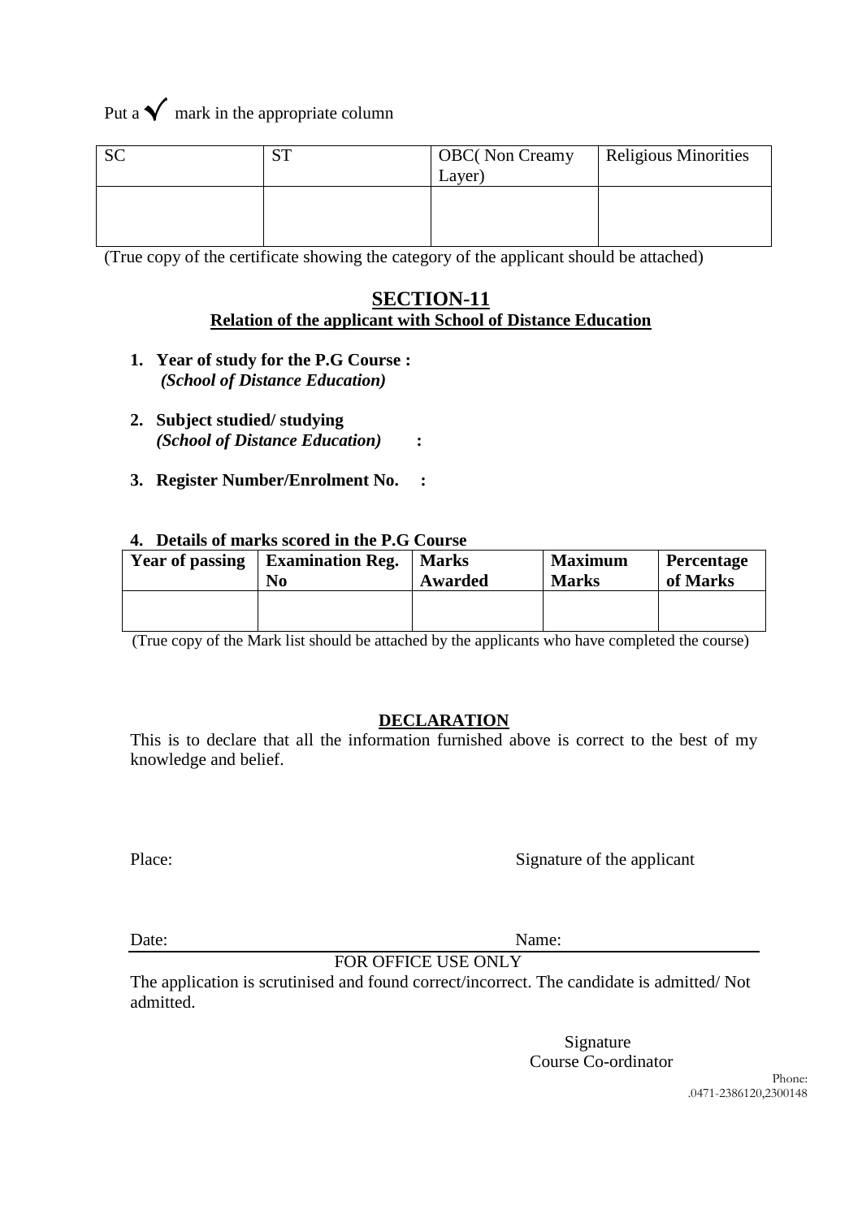Put a ✓ mark in the appropriate column

| SC | ST | OBC( Non Creamy Layer) | Religious Minorities |
|---|---|---|---|
| | | | |

(True copy of the certificate showing the category of the applicant should be attached)

## SECTION-11

**Relation of the applicant with School of Distance Education**

1. **Year of study for the P.G Course :**
   ***(School of Distance Education)***

2. **Subject studied/ studying**
   ***(School of Distance Education)*** **:**

3. **Register Number/Enrolment No. :**

4. **Details of marks scored in the P.G Course**

| Year of passing | Examination Reg. No | Marks Awarded | Maximum Marks | Percentage of Marks |
|---|---|---|---|---|
| | | | | |

(True copy of the Mark list should be attached by the applicants who have completed the course)

## DECLARATION

This is to declare that all the information furnished above is correct to the best of my knowledge and belief.

Place: Signature of the applicant

Date: Name:

FOR OFFICE USE ONLY

The application is scrutinised and found correct/incorrect. The candidate is admitted/ Not admitted.

Signature
Course Co-ordinator

Phone: .0471-2386120,2300148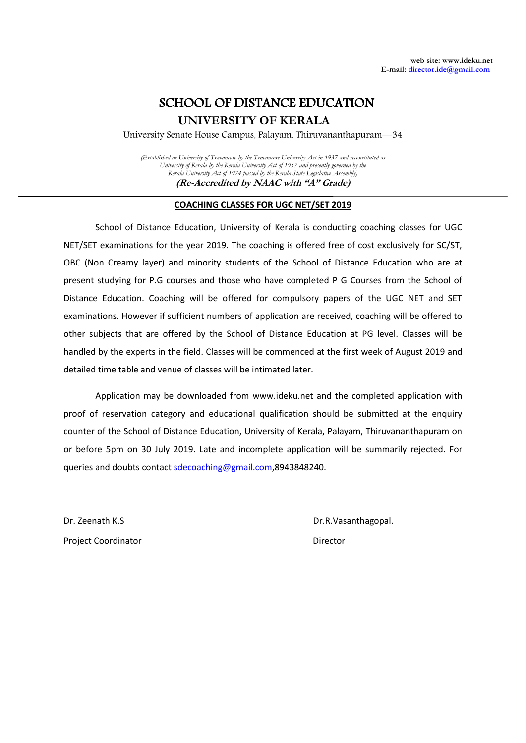web site: www.ideku.net
E-mail: **director.ide@gmail.com**

# SCHOOL OF DISTANCE EDUCATION

## UNIVERSITY OF KERALA

University Senate House Campus, Palayam, Thiruvananthapuram—34

*(Established as University of Travancore by the Travancore University Act in 1937 and reconstituted as University of Kerala by the Kerala University Act of 1957 and presently governed by the Kerala University Act of 1974 passed by the Kerala State Legislative Assembly)*

***(Re-Accredited by NAAC with "A" Grade)***

---

### COACHING CLASSES FOR UGC NET/SET 2019

School of Distance Education, University of Kerala is conducting coaching classes for UGC NET/SET examinations for the year 2019. The coaching is offered free of cost exclusively for SC/ST, OBC (Non Creamy layer) and minority students of the School of Distance Education who are at present studying for P.G courses and those who have completed P G Courses from the School of Distance Education. Coaching will be offered for compulsory papers of the UGC NET and SET examinations. However if sufficient numbers of application are received, coaching will be offered to other subjects that are offered by the School of Distance Education at PG level. Classes will be handled by the experts in the field. Classes will be commenced at the first week of August 2019 and detailed time table and venue of classes will be intimated later.

Application may be downloaded from www.ideku.net and the completed application with proof of reservation category and educational qualification should be submitted at the enquiry counter of the School of Distance Education, University of Kerala, Palayam, Thiruvananthapuram on or before 5pm on 30 July 2019. Late and incomplete application will be summarily rejected. For queries and doubts contact sdecoaching@gmail.com,8943848240.

Dr. Zeenath K.S
Project Coordinator

Dr.R.Vasanthagopal.
Director